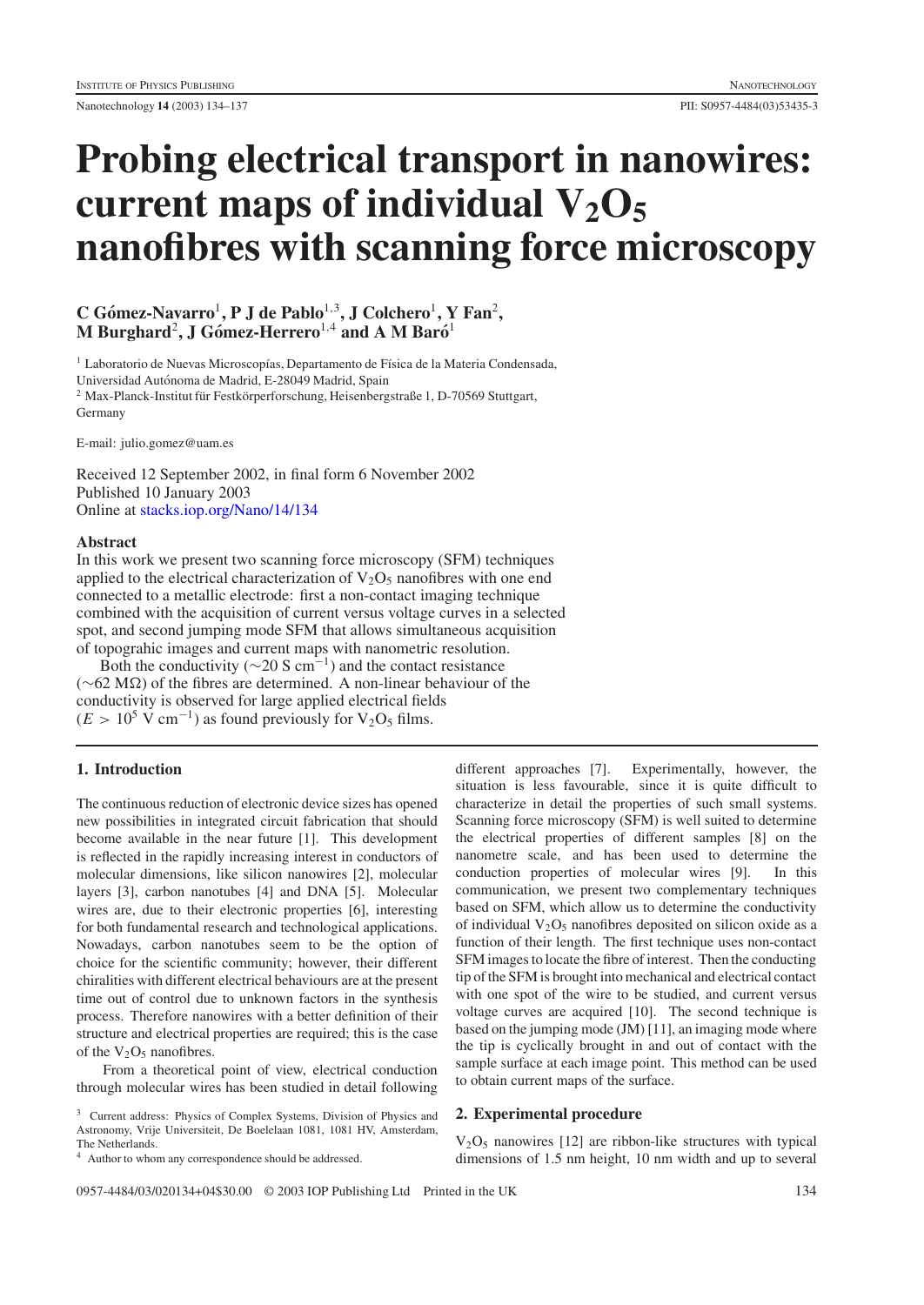# Probing electrical transport in nanowires: current maps of individual $V_2O_5$ nanofibres with scanning force microscopy

**C Gómez-Navarro[1], P J de Pablo[1,3], J Colchero[1], Y Fan[2], M Burghard[2], J Gómez-Herrero[1,4] and A M Baró[1]**

[1] Laboratorio de Nuevas Microscopías, Departamento de Física de la Materia Condensada, Universidad Autónoma de Madrid, E-28049 Madrid, Spain

[2] Max-Planck-Institut für Festkörperforschung, Heisenbergstraße 1, D-70569 Stuttgart, Germany

E-mail: julio.gomez@uam.es

Received 12 September 2002, in final form 6 November 2002
Published 10 January 2003
Online at stacks.iop.org/Nano/14/134

## Abstract

In this work we present two scanning force microscopy (SFM) techniques applied to the electrical characterization of $V_2O_5$ nanofibres with one end connected to a metallic electrode: first a non-contact imaging technique combined with the acquisition of current versus voltage curves in a selected spot, and second jumping mode SFM that allows simultaneous acquisition of topograhic images and current maps with nanometric resolution.

Both the conductivity ($\sim$20 S cm$^{-1}$) and the contact resistance ($\sim$62 M$\Omega$) of the fibres are determined. A non-linear behaviour of the conductivity is observed for large applied electrical fields ($E > 10^5$ V cm$^{-1}$) as found previously for $V_2O_5$ films.

## 1. Introduction

The continuous reduction of electronic device sizes has opened new possibilities in integrated circuit fabrication that should become available in the near future [1]. This development is reflected in the rapidly increasing interest in conductors of molecular dimensions, like silicon nanowires [2], molecular layers [3], carbon nanotubes [4] and DNA [5]. Molecular wires are, due to their electronic properties [6], interesting for both fundamental research and technological applications. Nowadays, carbon nanotubes seem to be the option of choice for the scientific community; however, their different chiralities with different electrical behaviours are at the present time out of control due to unknown factors in the synthesis process. Therefore nanowires with a better definition of their structure and electrical properties are required; this is the case of the $V_2O_5$ nanofibres.

From a theoretical point of view, electrical conduction through molecular wires has been studied in detail following different approaches [7]. Experimentally, however, the situation is less favourable, since it is quite difficult to characterize in detail the properties of such small systems. Scanning force microscopy (SFM) is well suited to determine the electrical properties of different samples [8] on the nanometre scale, and has been used to determine the conduction properties of molecular wires [9]. In this communication, we present two complementary techniques based on SFM, which allow us to determine the conductivity of individual $V_2O_5$ nanofibres deposited on silicon oxide as a function of their length. The first technique uses non-contact SFM images to locate the fibre of interest. Then the conducting tip of the SFM is brought into mechanical and electrical contact with one spot of the wire to be studied, and current versus voltage curves are acquired [10]. The second technique is based on the jumping mode (JM) [11], an imaging mode where the tip is cyclically brought in and out of contact with the sample surface at each image point. This method can be used to obtain current maps of the surface.

## 2. Experimental procedure

$V_2O_5$ nanowires [12] are ribbon-like structures with typical dimensions of 1.5 nm height, 10 nm width and up to several

[3] Current address: Physics of Complex Systems, Division of Physics and Astronomy, Vrije Universiteit, De Boelelaan 1081, 1081 HV, Amsterdam, The Netherlands.

[4] Author to whom any correspondence should be addressed.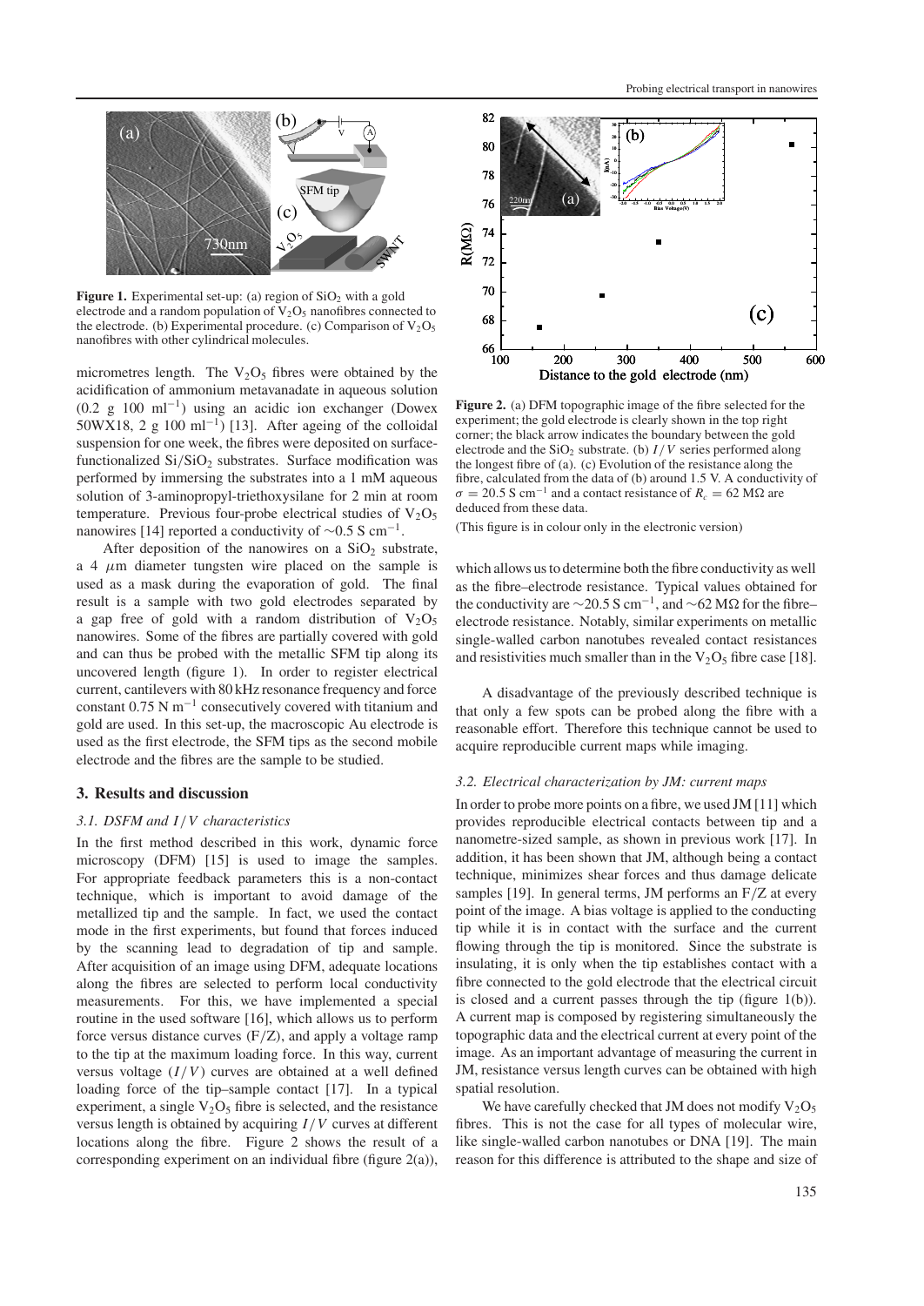**Figure 1.** Experimental set-up: (a) region of $SiO_2$ with a gold electrode and a random population of $V_2O_5$ nanofibres connected to the electrode. (b) Experimental procedure. (c) Comparison of $V_2O_5$ nanofibres with other cylindrical molecules.

micrometres length. The $V_2O_5$ fibres were obtained by the acidification of ammonium metavanadate in aqueous solution (0.2 g 100 ml$^{-1}$) using an acidic ion exchanger (Dowex 50WX18, 2 g 100 ml$^{-1}$) [13]. After ageing of the colloidal suspension for one week, the fibres were deposited on surface-functionalized $Si/SiO_2$ substrates. Surface modification was performed by immersing the substrates into a 1 mM aqueous solution of 3-aminopropyl-triethoxysilane for 2 min at room temperature. Previous four-probe electrical studies of $V_2O_5$ nanowires [14] reported a conductivity of ~0.5 S cm$^{-1}$.

After deposition of the nanowires on a $SiO_2$ substrate, a 4 $\mu$m diameter tungsten wire placed on the sample is used as a mask during the evaporation of gold. The final result is a sample with two gold electrodes separated by a gap free of gold with a random distribution of $V_2O_5$ nanowires. Some of the fibres are partially covered with gold and can thus be probed with the metallic SFM tip along its uncovered length (figure 1). In order to register electrical current, cantilevers with 80 kHz resonance frequency and force constant 0.75 N m$^{-1}$ consecutively covered with titanium and gold are used. In this set-up, the macroscopic Au electrode is used as the first electrode, the SFM tips as the second mobile electrode and the fibres are the sample to be studied.

## 3. Results and discussion

### 3.1. DSFM and $I/V$ characteristics

In the first method described in this work, dynamic force microscopy (DFM) [15] is used to image the samples. For appropriate feedback parameters this is a non-contact technique, which is important to avoid damage of the metallized tip and the sample. In fact, we used the contact mode in the first experiments, but found that forces induced by the scanning lead to degradation of tip and sample. After acquisition of an image using DFM, adequate locations along the fibres are selected to perform local conductivity measurements. For this, we have implemented a special routine in the used software [16], which allows us to perform force versus distance curves (F/Z), and apply a voltage ramp to the tip at the maximum loading force. In this way, current versus voltage ($I/V$) curves are obtained at a well defined loading force of the tip–sample contact [17]. In a typical experiment, a single $V_2O_5$ fibre is selected, and the resistance versus length is obtained by acquiring $I/V$ curves at different locations along the fibre. Figure 2 shows the result of a corresponding experiment on an individual fibre (figure 2(a)), which allows us to determine both the fibre conductivity as well as the fibre–electrode resistance. Typical values obtained for the conductivity are ~20.5 S cm$^{-1}$, and ~62 MΩ for the fibre–electrode resistance. Notably, similar experiments on metallic single-walled carbon nanotubes revealed contact resistances and resistivities much smaller than in the $V_2O_5$ fibre case [18].

**Figure 2.** (a) DFM topographic image of the fibre selected for the experiment; the gold electrode is clearly shown in the top right corner; the black arrow indicates the boundary between the gold electrode and the $SiO_2$ substrate. (b) $I/V$ series performed along the longest fibre of (a). (c) Evolution of the resistance along the fibre, calculated from the data of (b) around 1.5 V. A conductivity of $\sigma = 20.5$ S cm$^{-1}$ and a contact resistance of $R_c = 62$ MΩ are deduced from these data.

(This figure is in colour only in the electronic version)

A disadvantage of the previously described technique is that only a few spots can be probed along the fibre with a reasonable effort. Therefore this technique cannot be used to acquire reproducible current maps while imaging.

### 3.2. Electrical characterization by JM: current maps

In order to probe more points on a fibre, we used JM [11] which provides reproducible electrical contacts between tip and a nanometre-sized sample, as shown in previous work [17]. In addition, it has been shown that JM, although being a contact technique, minimizes shear forces and thus damage delicate samples [19]. In general terms, JM performs an F/Z at every point of the image. A bias voltage is applied to the conducting tip while it is in contact with the surface and the current flowing through the tip is monitored. Since the substrate is insulating, it is only when the tip establishes contact with a fibre connected to the gold electrode that the electrical circuit is closed and a current passes through the tip (figure 1(b)). A current map is composed by registering simultaneously the topographic data and the electrical current at every point of the image. As an important advantage of measuring the current in JM, resistance versus length curves can be obtained with high spatial resolution.

We have carefully checked that JM does not modify $V_2O_5$ fibres. This is not the case for all types of molecular wire, like single-walled carbon nanotubes or DNA [19]. The main reason for this difference is attributed to the shape and size of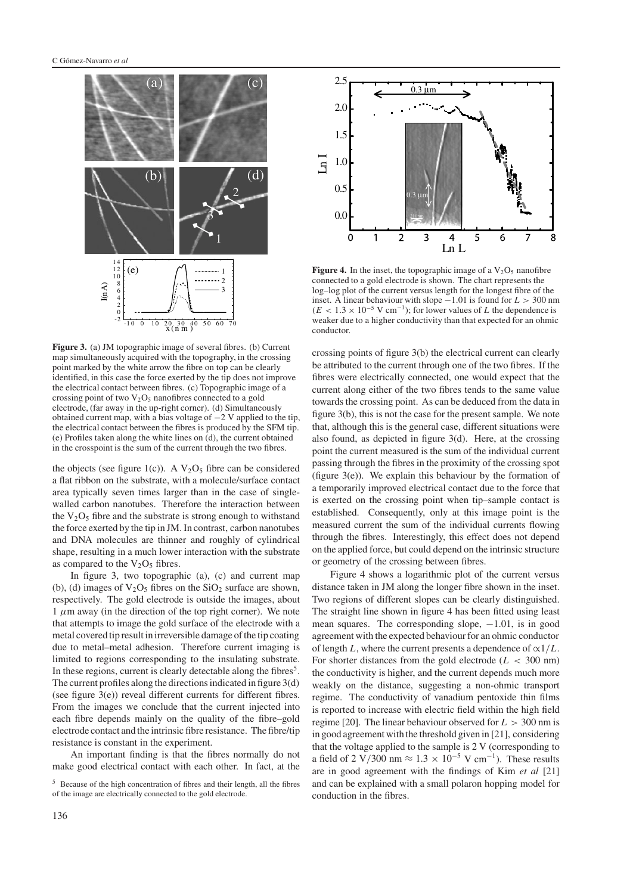**Figure 3.** (a) JM topographic image of several fibres. (b) Current map simultaneously acquired with the topography, in the crossing point marked by the white arrow the fibre on top can be clearly identified, in this case the force exerted by the tip does not improve the electrical contact between fibres. (c) Topographic image of a crossing point of two $V_2O_5$ nanofibres connected to a gold electrode, (far away in the up-right corner). (d) Simultaneously obtained current map, with a bias voltage of −2 V applied to the tip, the electrical contact between the fibres is produced by the SFM tip. (e) Profiles taken along the white lines on (d), the current obtained in the crosspoint is the sum of the current through the two fibres.

the objects (see figure 1(c)). A $V_2O_5$ fibre can be considered a flat ribbon on the substrate, with a molecule/surface contact area typically seven times larger than in the case of single-walled carbon nanotubes. Therefore the interaction between the $V_2O_5$ fibre and the substrate is strong enough to withstand the force exerted by the tip in JM. In contrast, carbon nanotubes and DNA molecules are thinner and roughly of cylindrical shape, resulting in a much lower interaction with the substrate as compared to the $V_2O_5$ fibres.

In figure 3, two topographic (a), (c) and current map (b), (d) images of $V_2O_5$ fibres on the $SiO_2$ surface are shown, respectively. The gold electrode is outside the images, about 1 $\mu$m away (in the direction of the top right corner). We note that attempts to image the gold surface of the electrode with a metal covered tip result in irreversible damage of the tip coating due to metal–metal adhesion. Therefore current imaging is limited to regions corresponding to the insulating substrate. In these regions, current is clearly detectable along the fibres[5]. The current profiles along the directions indicated in figure 3(d) (see figure 3(e)) reveal different currents for different fibres. From the images we conclude that the current injected into each fibre depends mainly on the quality of the fibre–gold electrode contact and the intrinsic fibre resistance. The fibre/tip resistance is constant in the experiment.

An important finding is that the fibres normally do not make good electrical contact with each other. In fact, at the crossing points of figure 3(b) the electrical current can clearly be attributed to the current through one of the two fibres. If the fibres were electrically connected, one would expect that the current along either of the two fibres tends to the same value towards the crossing point. As can be deduced from the data in figure 3(b), this is not the case for the present sample. We note that, although this is the general case, different situations were also found, as depicted in figure 3(d). Here, at the crossing point the current measured is the sum of the individual current passing through the fibres in the proximity of the crossing spot (figure 3(e)). We explain this behaviour by the formation of a temporarily improved electrical contact due to the force that is exerted on the crossing point when tip–sample contact is established. Consequently, only at this image point is the measured current the sum of the individual currents flowing through the fibres. Interestingly, this effect does not depend on the applied force, but could depend on the intrinsic structure or geometry of the crossing between fibres.

[5] Because of the high concentration of fibres and their length, all the fibres of the image are electrically connected to the gold electrode.

**Figure 4.** In the inset, the topographic image of a $V_2O_5$ nanofibre connected to a gold electrode is shown. The chart represents the log–log plot of the current versus length for the longest fibre of the inset. A linear behaviour with slope −1.01 is found for $L > 300$ nm ($E < 1.3 \times 10^{-5}$ V cm$^{-1}$); for lower values of $L$ the dependence is weaker due to a higher conductivity than that expected for an ohmic conductor.

Figure 4 shows a logarithmic plot of the current versus distance taken in JM along the longer fibre shown in the inset. Two regions of different slopes can be clearly distinguished. The straight line shown in figure 4 has been fitted using least mean squares. The corresponding slope, −1.01, is in good agreement with the expected behaviour for an ohmic conductor of length $L$, where the current presents a dependence of $\propto 1/L$. For shorter distances from the gold electrode ($L < 300$ nm) the conductivity is higher, and the current depends much more weakly on the distance, suggesting a non-ohmic transport regime. The conductivity of vanadium pentoxide thin films is reported to increase with electric field within the high field regime [20]. The linear behaviour observed for $L > 300$ nm is in good agreement with the threshold given in [21], considering that the voltage applied to the sample is 2 V (corresponding to a field of 2 V/300 nm $\approx 1.3 \times 10^{-5}$ V cm$^{-1}$). These results are in good agreement with the findings of Kim *et al* [21] and can be explained with a small polaron hopping model for conduction in the fibres.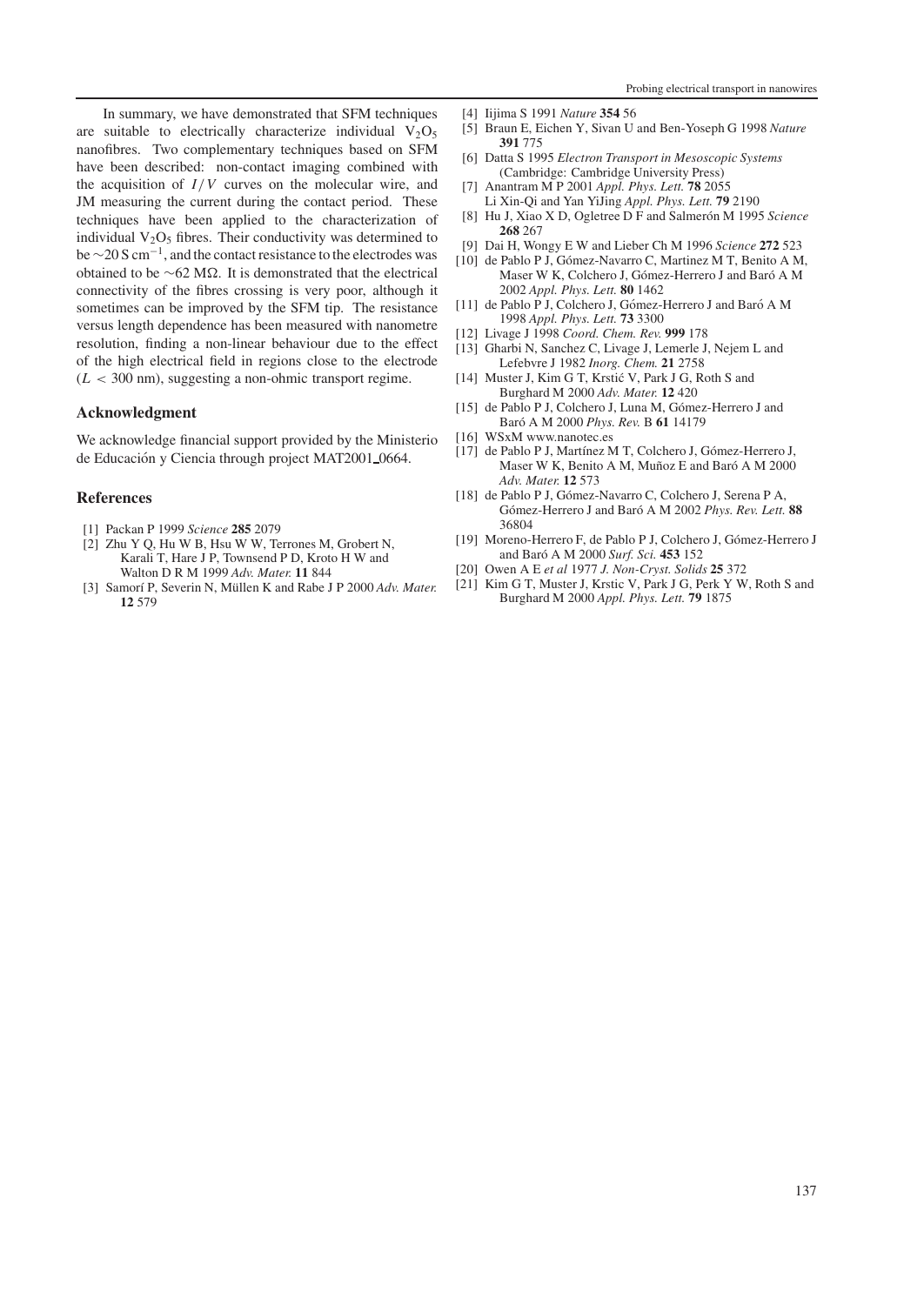In summary, we have demonstrated that SFM techniques are suitable to electrically characterize individual $V_2O_5$ nanofibres. Two complementary techniques based on SFM have been described: non-contact imaging combined with the acquisition of $I/V$ curves on the molecular wire, and JM measuring the current during the contact period. These techniques have been applied to the characterization of individual $V_2O_5$ fibres. Their conductivity was determined to be $\sim$20 S cm$^{-1}$, and the contact resistance to the electrodes was obtained to be $\sim$62 M$\Omega$. It is demonstrated that the electrical connectivity of the fibres crossing is very poor, although it sometimes can be improved by the SFM tip. The resistance versus length dependence has been measured with nanometre resolution, finding a non-linear behaviour due to the effect of the high electrical field in regions close to the electrode ($L < 300$ nm), suggesting a non-ohmic transport regime.

## Acknowledgment

We acknowledge financial support provided by the Ministerio de Educación y Ciencia through project MAT2001_0664.

## References

[1] Packan P 1999 *Science* **285** 2079

[2] Zhu Y Q, Hu W B, Hsu W W, Terrones M, Grobert N, Karali T, Hare J P, Townsend P D, Kroto H W and Walton D R M 1999 *Adv. Mater.* **11** 844

[3] Samorí P, Severin N, Müllen K and Rabe J P 2000 *Adv. Mater.* **12** 579

[4] Iijima S 1991 *Nature* **354** 56

[5] Braun E, Eichen Y, Sivan U and Ben-Yoseph G 1998 *Nature* **391** 775

[6] Datta S 1995 *Electron Transport in Mesoscopic Systems* (Cambridge: Cambridge University Press)

[7] Anantram M P 2001 *Appl. Phys. Lett.* **78** 2055
Li Xin-Qi and Yan YiJing *Appl. Phys. Lett.* **79** 2190

[8] Hu J, Xiao X D, Ogletree D F and Salmerón M 1995 *Science* **268** 267

[9] Dai H, Wongy E W and Lieber Ch M 1996 *Science* **272** 523

[10] de Pablo P J, Gómez-Navarro C, Martinez M T, Benito A M, Maser W K, Colchero J, Gómez-Herrero J and Baró A M 2002 *Appl. Phys. Lett.* **80** 1462

[11] de Pablo P J, Colchero J, Gómez-Herrero J and Baró A M 1998 *Appl. Phys. Lett.* **73** 3300

[12] Livage J 1998 *Coord. Chem. Rev.* **999** 178

[13] Gharbi N, Sanchez C, Livage J, Lemerle J, Nejem L and Lefebvre J 1982 *Inorg. Chem.* **21** 2758

[14] Muster J, Kim G T, Krstić V, Park J G, Roth S and Burghard M 2000 *Adv. Mater.* **12** 420

[15] de Pablo P J, Colchero J, Luna M, Gómez-Herrero J and Baró A M 2000 *Phys. Rev.* B **61** 14179

[16] WSxM www.nanotec.es

[17] de Pablo P J, Martínez M T, Colchero J, Gómez-Herrero J, Maser W K, Benito A M, Muñoz E and Baró A M 2000 *Adv. Mater.* **12** 573

[18] de Pablo P J, Gómez-Navarro C, Colchero J, Serena P A, Gómez-Herrero J and Baró A M 2002 *Phys. Rev. Lett.* **88** 36804

[19] Moreno-Herrero F, de Pablo P J, Colchero J, Gómez-Herrero J and Baró A M 2000 *Surf. Sci.* **453** 152

[20] Owen A E *et al* 1977 *J. Non-Cryst. Solids* **25** 372

[21] Kim G T, Muster J, Krstic V, Park J G, Perk Y W, Roth S and Burghard M 2000 *Appl. Phys. Lett.* **79** 1875